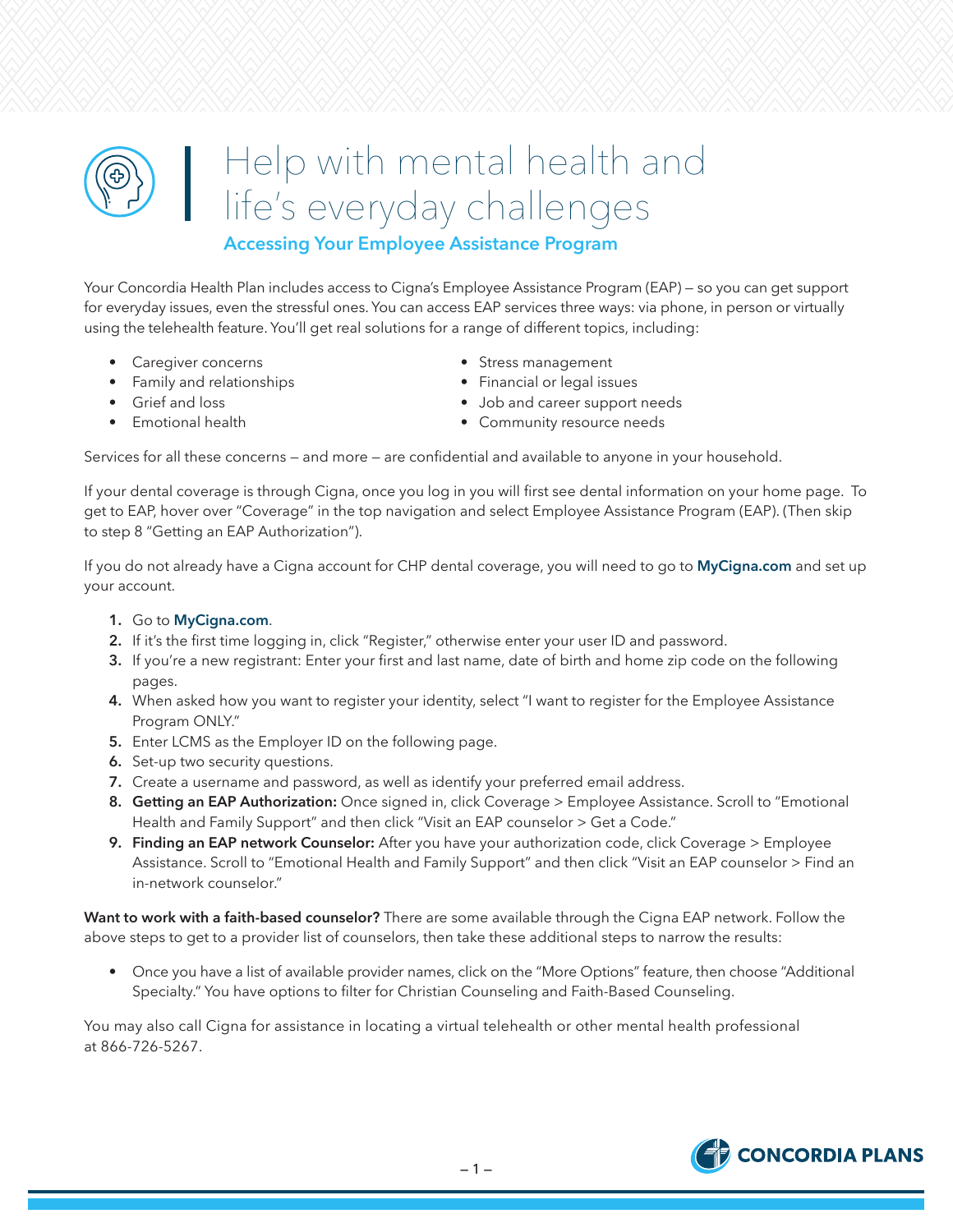# Help with mental health and life's everyday challenges

## Accessing Your Employee Assistance Program

Your Concordia Health Plan includes access to Cigna's Employee Assistance Program (EAP) — so you can get support for everyday issues, even the stressful ones. You can access EAP services three ways: via phone, in person or virtually using the telehealth feature. You'll get real solutions for a range of different topics, including:

- Caregiver concerns
- Family and relationships
- Grief and loss
- Emotional health
- Stress management
- Financial or legal issues
- Job and career support needs
- Community resource needs

Services for all these concerns — and more — are confidential and available to anyone in your household.

If your dental coverage is through Cigna, once you log in you will first see dental information on your home page. To get to EAP, hover over "Coverage" in the top navigation and select Employee Assistance Program (EAP). (Then skip to step 8 "Getting an EAP Authorization").

If you do not already have a Cigna account for CHP dental coverage, you will need to go to **MyCigna.com** and set up your account.

1. Go to **MyCigna.com**.
2. If it's the first time logging in, click "Register," otherwise enter your user ID and password.
3. If you're a new registrant: Enter your first and last name, date of birth and home zip code on the following pages.
4. When asked how you want to register your identity, select "I want to register for the Employee Assistance Program ONLY."
5. Enter LCMS as the Employer ID on the following page.
6. Set-up two security questions.
7. Create a username and password, as well as identify your preferred email address.
8. **Getting an EAP Authorization:** Once signed in, click Coverage > Employee Assistance. Scroll to "Emotional Health and Family Support" and then click "Visit an EAP counselor > Get a Code."
9. **Finding an EAP network Counselor:** After you have your authorization code, click Coverage > Employee Assistance. Scroll to "Emotional Health and Family Support" and then click "Visit an EAP counselor > Find an in-network counselor."

**Want to work with a faith-based counselor?** There are some available through the Cigna EAP network. Follow the above steps to get to a provider list of counselors, then take these additional steps to narrow the results:

- Once you have a list of available provider names, click on the "More Options" feature, then choose "Additional Specialty." You have options to filter for Christian Counseling and Faith-Based Counseling.

You may also call Cigna for assistance in locating a virtual telehealth or other mental health professional at 866-726-5267.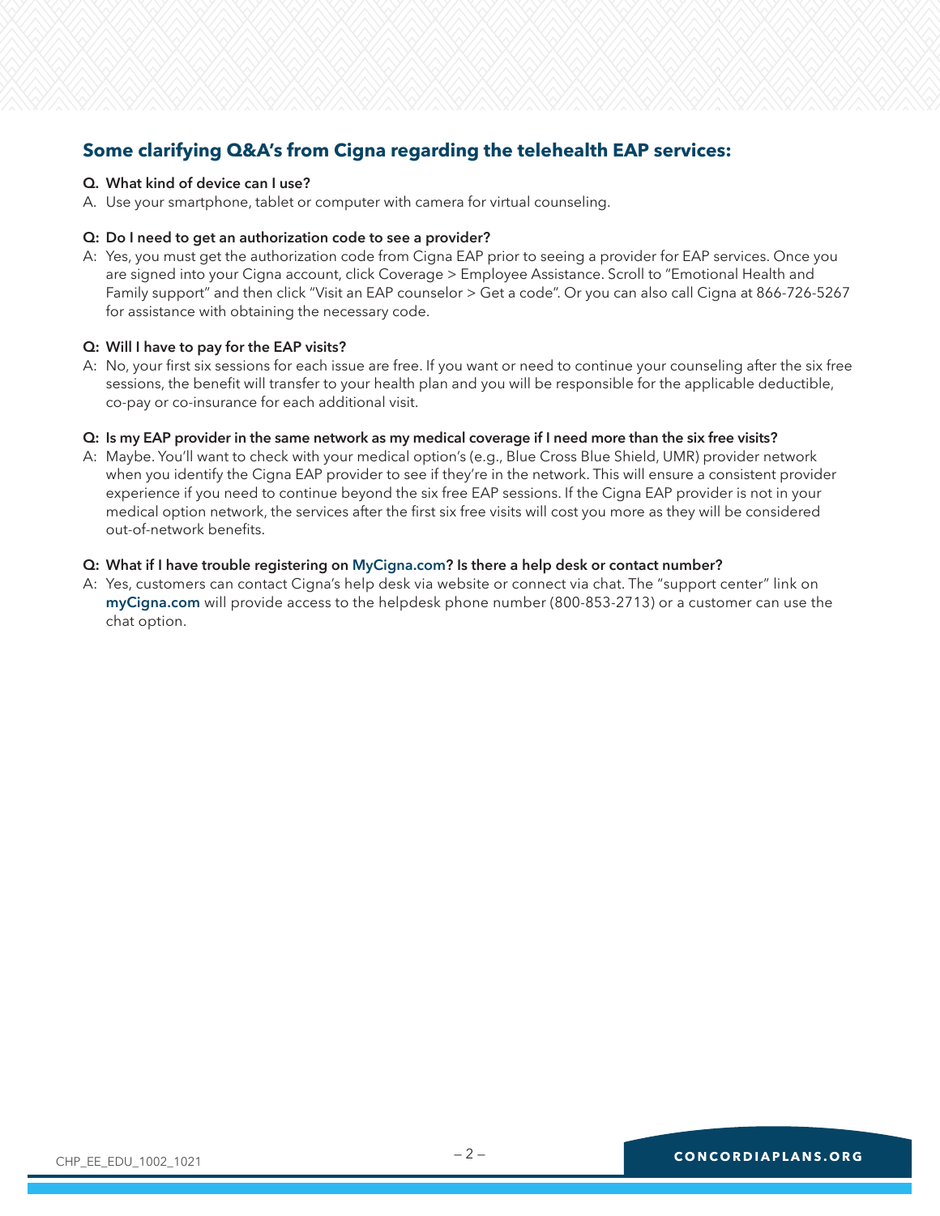## Some clarifying Q&A's from Cigna regarding the telehealth EAP services:

**Q. What kind of device can I use?**

A. Use your smartphone, tablet or computer with camera for virtual counseling.

**Q: Do I need to get an authorization code to see a provider?**

A: Yes, you must get the authorization code from Cigna EAP prior to seeing a provider for EAP services. Once you are signed into your Cigna account, click Coverage > Employee Assistance. Scroll to "Emotional Health and Family support" and then click "Visit an EAP counselor > Get a code". Or you can also call Cigna at 866-726-5267 for assistance with obtaining the necessary code.

**Q: Will I have to pay for the EAP visits?**

A: No, your first six sessions for each issue are free. If you want or need to continue your counseling after the six free sessions, the benefit will transfer to your health plan and you will be responsible for the applicable deductible, co-pay or co-insurance for each additional visit.

**Q: Is my EAP provider in the same network as my medical coverage if I need more than the six free visits?**

A: Maybe. You'll want to check with your medical option's (e.g., Blue Cross Blue Shield, UMR) provider network when you identify the Cigna EAP provider to see if they're in the network. This will ensure a consistent provider experience if you need to continue beyond the six free EAP sessions. If the Cigna EAP provider is not in your medical option network, the services after the first six free visits will cost you more as they will be considered out-of-network benefits.

**Q: What if I have trouble registering on MyCigna.com? Is there a help desk or contact number?**

A: Yes, customers can contact Cigna's help desk via website or connect via chat. The "support center" link on **myCigna.com** will provide access to the helpdesk phone number (800-853-2713) or a customer can use the chat option.

CHP_EE_EDU_1002_1021

CONCORDIAPLANS.ORG